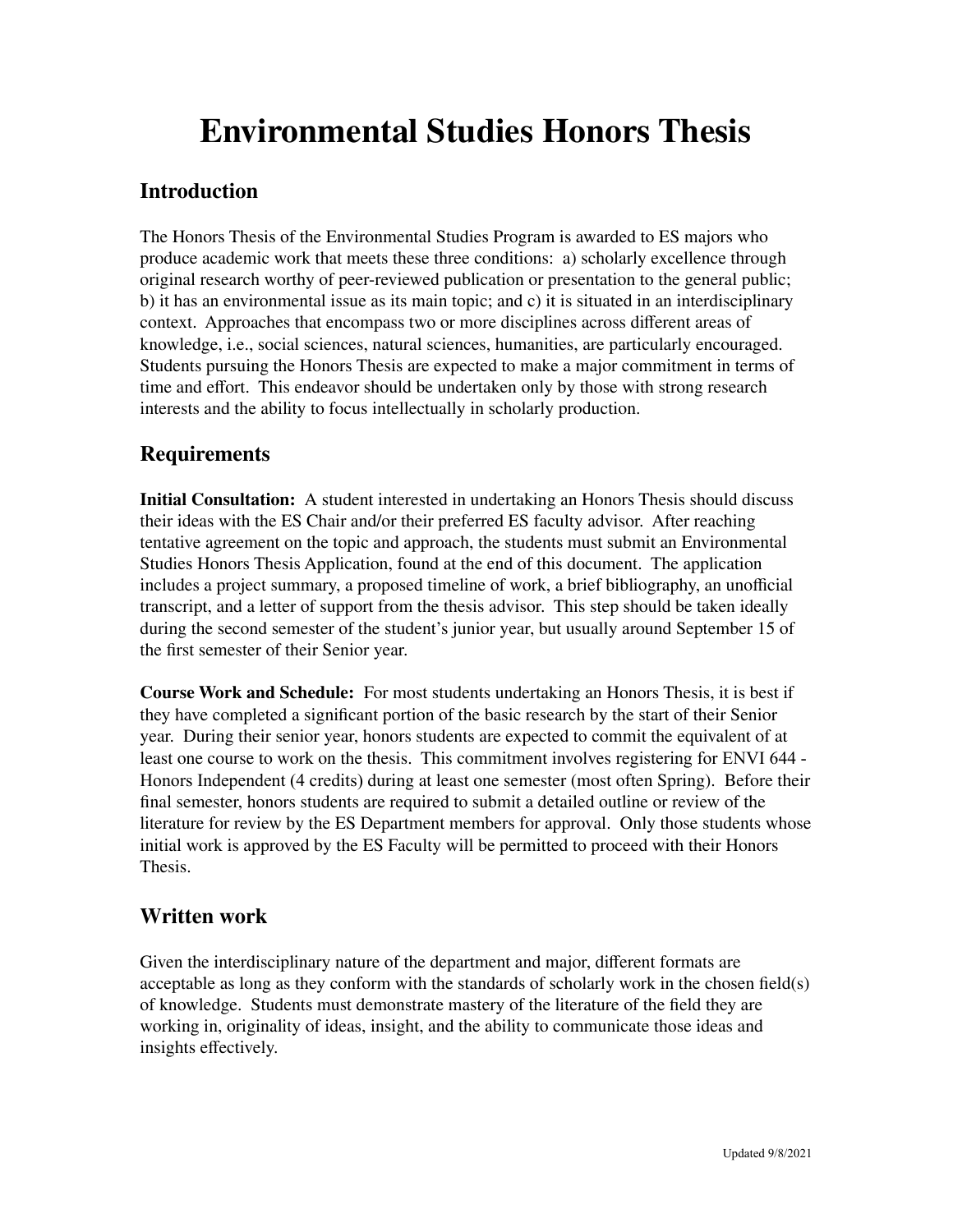# Environmental Studies Honors Thesis

## Introduction

The Honors Thesis of the Environmental Studies Program is awarded to ES majors who produce academic work that meets these three conditions: a) scholarly excellence through original research worthy of peer-reviewed publication or presentation to the general public; b) it has an environmental issue as its main topic; and c) it is situated in an interdisciplinary context. Approaches that encompass two or more disciplines across different areas of knowledge, i.e., social sciences, natural sciences, humanities, are particularly encouraged. Students pursuing the Honors Thesis are expected to make a major commitment in terms of time and effort. This endeavor should be undertaken only by those with strong research interests and the ability to focus intellectually in scholarly production.

## Requirements

**Initial Consultation:** A student interested in undertaking an Honors Thesis should discuss their ideas with the ES Chair and/or their preferred ES faculty advisor. After reaching tentative agreement on the topic and approach, the students must submit an Environmental Studies Honors Thesis Application, found at the end of this document. The application includes a project summary, a proposed timeline of work, a brief bibliography, an unofficial transcript, and a letter of support from the thesis advisor. This step should be taken ideally during the second semester of the student's junior year, but usually around September 15 of the first semester of their Senior year.

**Course Work and Schedule:** For most students undertaking an Honors Thesis, it is best if they have completed a significant portion of the basic research by the start of their Senior year. During their senior year, honors students are expected to commit the equivalent of at least one course to work on the thesis. This commitment involves registering for ENVI 644 - Honors Independent (4 credits) during at least one semester (most often Spring). Before their final semester, honors students are required to submit a detailed outline or review of the literature for review by the ES Department members for approval. Only those students whose initial work is approved by the ES Faculty will be permitted to proceed with their Honors Thesis.

## Written work

Given the interdisciplinary nature of the department and major, different formats are acceptable as long as they conform with the standards of scholarly work in the chosen field(s) of knowledge. Students must demonstrate mastery of the literature of the field they are working in, originality of ideas, insight, and the ability to communicate those ideas and insights effectively.

Updated 9/8/2021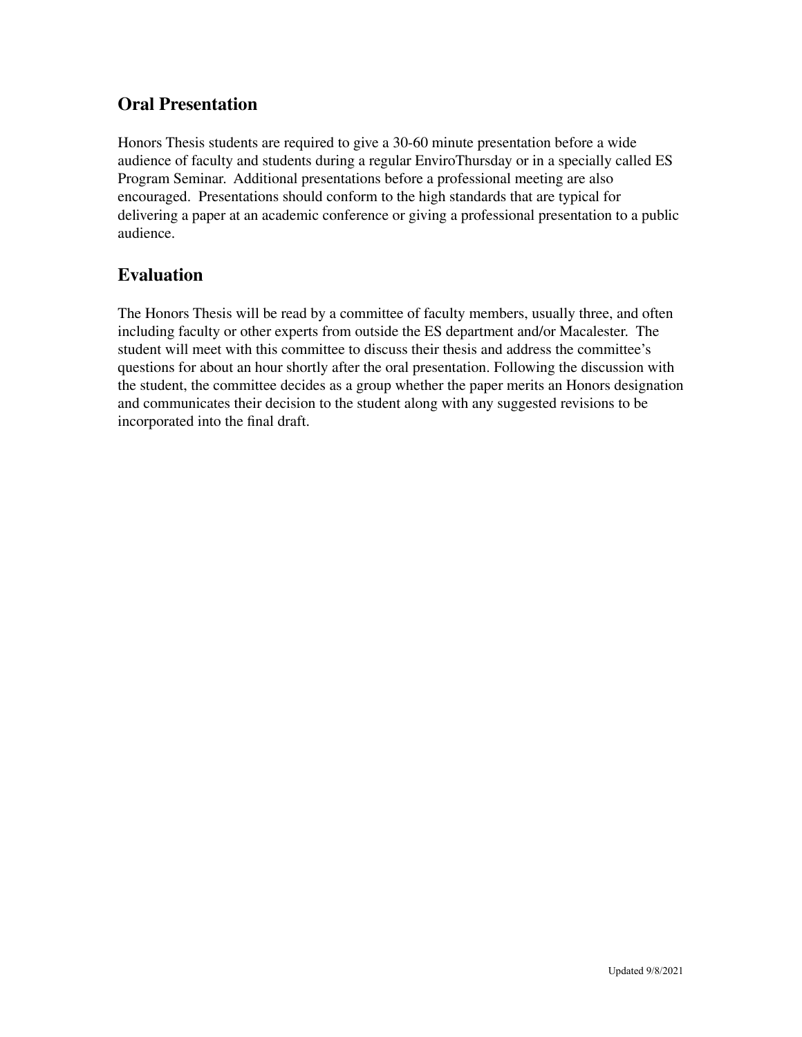## Oral Presentation

Honors Thesis students are required to give a 30-60 minute presentation before a wide audience of faculty and students during a regular EnviroThursday or in a specially called ES Program Seminar. Additional presentations before a professional meeting are also encouraged. Presentations should conform to the high standards that are typical for delivering a paper at an academic conference or giving a professional presentation to a public audience.

## Evaluation

The Honors Thesis will be read by a committee of faculty members, usually three, and often including faculty or other experts from outside the ES department and/or Macalester. The student will meet with this committee to discuss their thesis and address the committee's questions for about an hour shortly after the oral presentation. Following the discussion with the student, the committee decides as a group whether the paper merits an Honors designation and communicates their decision to the student along with any suggested revisions to be incorporated into the final draft.

Updated 9/8/2021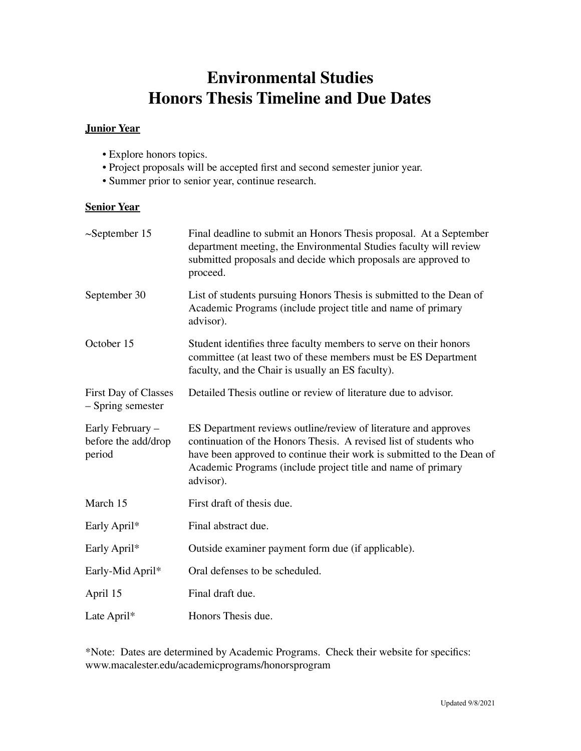# Environmental Studies
# Honors Thesis Timeline and Due Dates

**Junior Year**

- Explore honors topics.
- Project proposals will be accepted first and second semester junior year.
- Summer prior to senior year, continue research.

**Senior Year**

| | |
|---|---|
| ~September 15 | Final deadline to submit an Honors Thesis proposal. At a September department meeting, the Environmental Studies faculty will review submitted proposals and decide which proposals are approved to proceed. |
| September 30 | List of students pursuing Honors Thesis is submitted to the Dean of Academic Programs (include project title and name of primary advisor). |
| October 15 | Student identifies three faculty members to serve on their honors committee (at least two of these members must be ES Department faculty, and the Chair is usually an ES faculty). |
| First Day of Classes – Spring semester | Detailed Thesis outline or review of literature due to advisor. |
| Early February – before the add/drop period | ES Department reviews outline/review of literature and approves continuation of the Honors Thesis. A revised list of students who have been approved to continue their work is submitted to the Dean of Academic Programs (include project title and name of primary advisor). |
| March 15 | First draft of thesis due. |
| Early April* | Final abstract due. |
| Early April* | Outside examiner payment form due (if applicable). |
| Early-Mid April* | Oral defenses to be scheduled. |
| April 15 | Final draft due. |
| Late April* | Honors Thesis due. |

*Note: Dates are determined by Academic Programs. Check their website for specifics: www.macalester.edu/academicprograms/honorsprogram

Updated 9/8/2021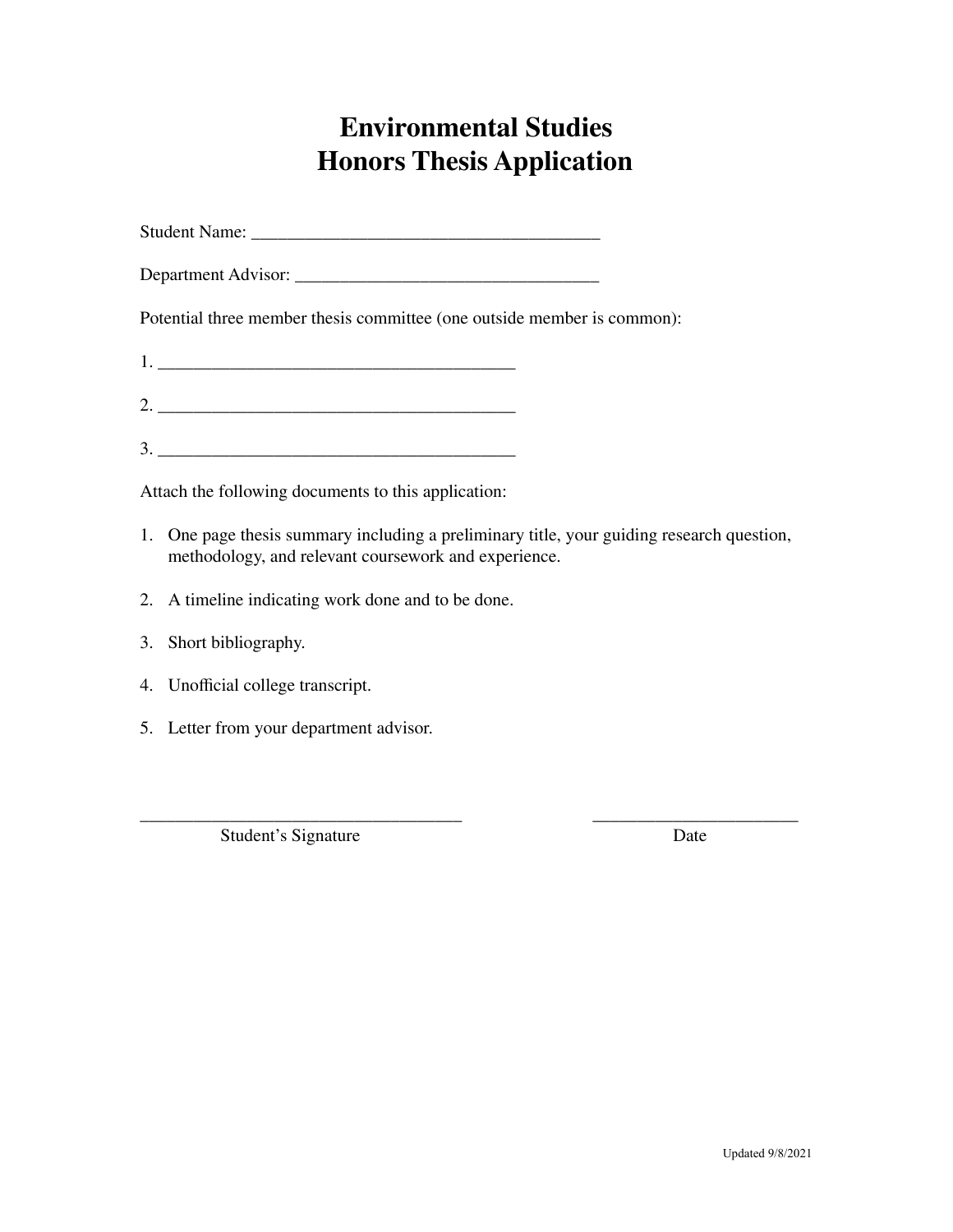# Environmental Studies
# Honors Thesis Application

Student Name: ______________________________________

Department Advisor: _________________________________

Potential three member thesis committee (one outside member is common):

1. ________________________________________

2. ________________________________________

3. ________________________________________

Attach the following documents to this application:

1. One page thesis summary including a preliminary title, your guiding research question, methodology, and relevant coursework and experience.

2. A timeline indicating work done and to be done.

3. Short bibliography.

4. Unofficial college transcript.

5. Letter from your department advisor.

____________________________________ ______________________

Student's Signature Date

Updated 9/8/2021